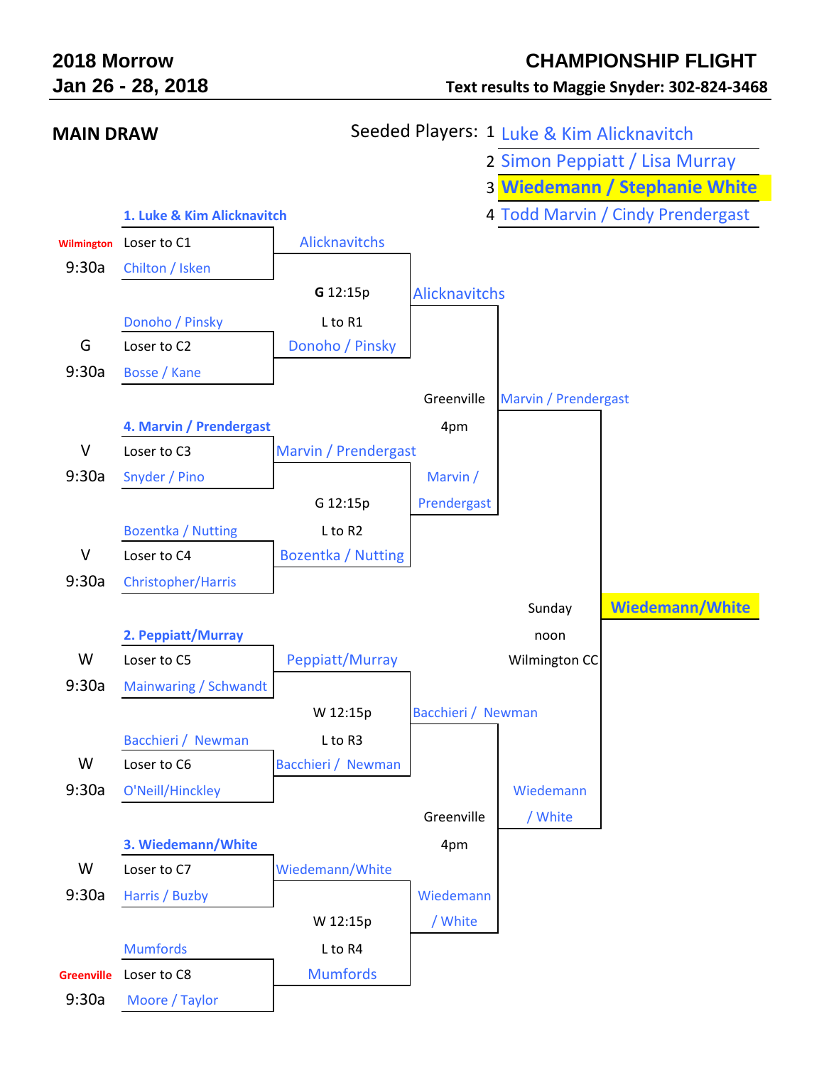# 2018 Morrow

**Jan 26 - 28, 2018**

## CHAMPIONSHIP FLIGHT

**Text results to Maggie Snyder: 302-824-3468**

## MAIN DRAW

Seeded Players:
1. Luke & Kim Alicknavitch
2. Simon Peppiatt / Lisa Murray
3. **Wiedemann / Stephanie White**
4. Todd Marvin / Cindy Prendergast

### Round 1

| Location | Time | Match | Team 1 | Team 2 | Winner |
|---|---|---|---|---|---|
| Wilmington | 9:30a | Loser to C1 | **1. Luke & Kim Alicknavitch** | Chilton / Isken | Alicknavitchs |
| G | 9:30a | Loser to C2 | Donoho / Pinsky | Bosse / Kane | Donoho / Pinsky |
| V | 9:30a | Loser to C3 | **4. Marvin / Prendergast** | Snyder / Pino | Marvin / Prendergast |
| V | 9:30a | Loser to C4 | Bozentka / Nutting | Christopher/Harris | Bozentka / Nutting |
| W | 9:30a | Loser to C5 | **2. Peppiatt/Murray** | Mainwaring / Schwandt | Peppiatt/Murray |
| W | 9:30a | Loser to C6 | Bacchieri / Newman | O'Neill/Hinckley | Bacchieri / Newman |
| W | 9:30a | Loser to C7 | **3. Wiedemann/White** | Harris / Buzby | Wiedemann/White |
| Greenville | 9:30a | Loser to C8 | Mumfords | Moore / Taylor | Mumfords |

### Quarterfinals

| Location / Time | Match | Team 1 | Team 2 | Winner |
|---|---|---|---|---|
| **G** 12:15p | L to R1 | Alicknavitchs | Donoho / Pinsky | Alicknavitchs |
| G 12:15p | L to R2 | Marvin / Prendergast | Bozentka / Nutting | Marvin / Prendergast |
| W 12:15p | L to R3 | Peppiatt/Murray | Bacchieri / Newman | Bacchieri / Newman |
| W 12:15p | L to R4 | Wiedemann/White | Mumfords | Wiedemann / White |

### Semifinals

| Location / Time | Team 1 | Team 2 | Winner |
|---|---|---|---|
| Greenville 4pm | Alicknavitchs | Marvin / Prendergast | Marvin / Prendergast |
| Greenville 4pm | Bacchieri / Newman | Wiedemann / White | Wiedemann / White |

### Final

Sunday noon Wilmington CC

| Team 1 | Team 2 | Winner |
|---|---|---|
| Marvin / Prendergast | Wiedemann / White | **Wiedemann/White** |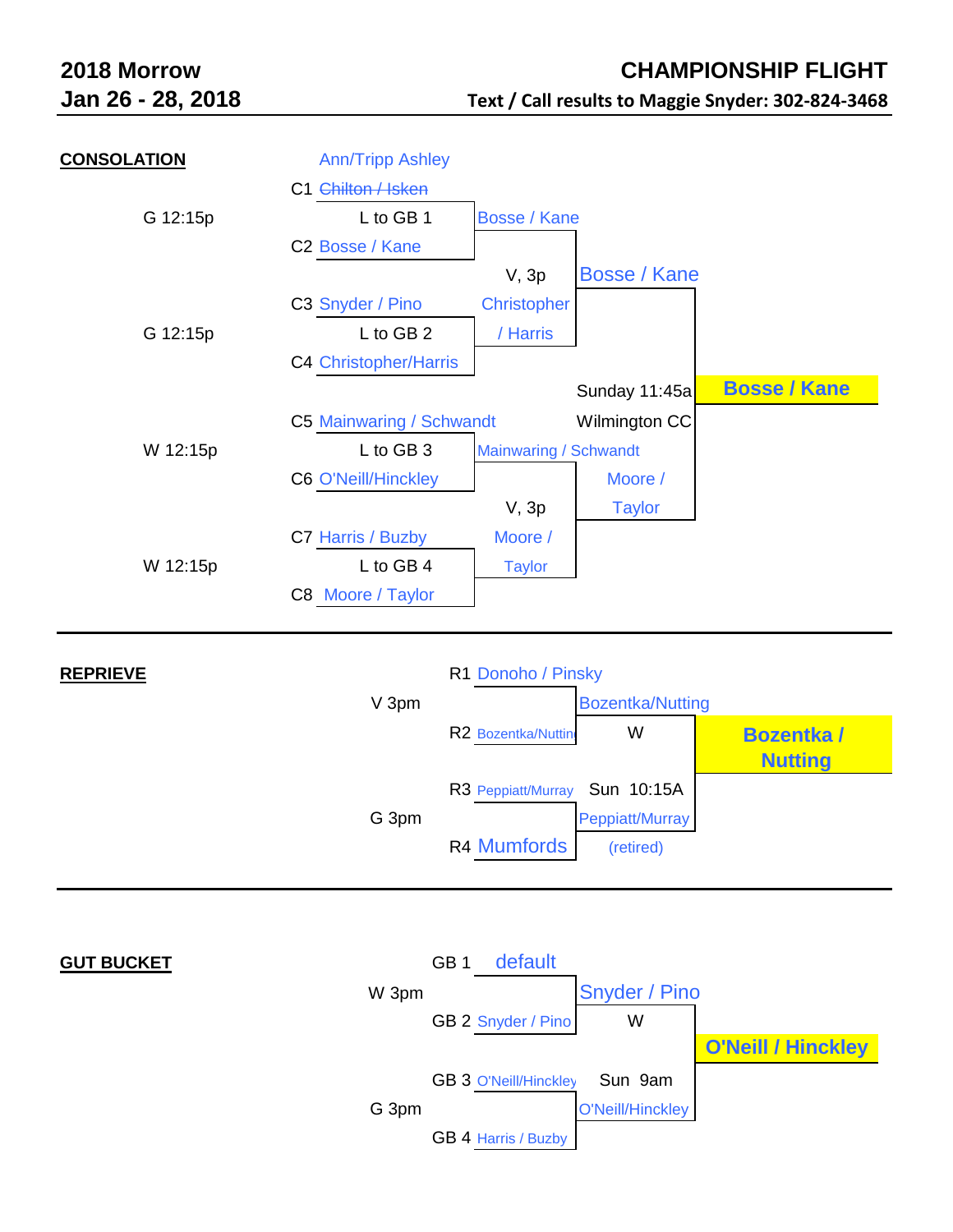**2018 Morrow**
**Jan 26 - 28, 2018**

**CHAMPIONSHIP FLIGHT**

**Text / Call results to Maggie Snyder: 302-824-3468**

## CONSOLATION

| Time | Match | Teams | Round 2 | Semifinal | Final |
|---|---|---|---|---|---|
| | | Ann/Tripp Ashley | | | |
| G 12:15p | C1 | ~~Chilton / Isken~~ | Bosse / Kane | | |
| | | L to GB 1 | | | |
| | C2 | Bosse / Kane | V, 3p | Bosse / Kane | |
| G 12:15p | C3 | Snyder / Pino | Christopher / Harris | | |
| | | L to GB 2 | | | |
| | C4 | Christopher/Harris | | Sunday 11:45a Wilmington CC | **Bosse / Kane** |
| W 12:15p | C5 | Mainwaring / Schwandt | Mainwaring / Schwandt | | |
| | | L to GB 3 | | | |
| | C6 | O'Neill/Hinckley | V, 3p | Moore / Taylor | |
| W 12:15p | C7 | Harris / Buzby | Moore / Taylor | | |
| | | L to GB 4 | | | |
| | C8 | Moore / Taylor | | | |

## REPRIEVE

| Time | Match | Teams | Semifinal | Final |
|---|---|---|---|---|
| V 3pm | R1 | Donoho / Pinsky | Bozentka/Nutting | |
| | R2 | Bozentka/Nutting | W | **Bozentka / Nutting** |
| G 3pm | R3 | Peppiatt/Murray | Sun 10:15A | |
| | R4 | Mumfords | Peppiatt/Murray (retired) | |

## GUT BUCKET

| Time | Match | Teams | Semifinal | Final |
|---|---|---|---|---|
| W 3pm | GB 1 | default | Snyder / Pino | |
| | GB 2 | Snyder / Pino | W | **O'Neill / Hinckley** |
| G 3pm | GB 3 | O'Neill/Hinckley | Sun 9am | |
| | GB 4 | Harris / Buzby | O'Neill/Hinckley | |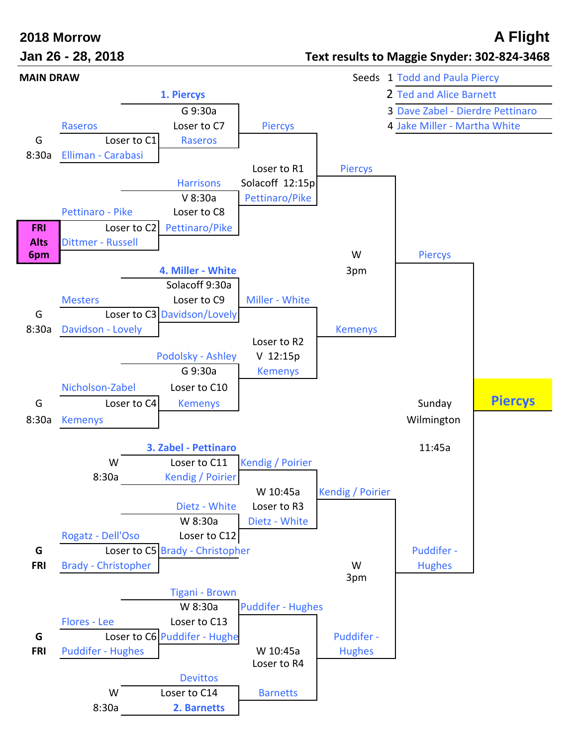# 2018 Morrow

## Jan 26 - 28, 2018

# A Flight

**Text results to Maggie Snyder: 302-824-3468**

**MAIN DRAW**

| Seeds | |
|---|---|
| 1 | Todd and Paula Piercy |
| 2 | Ted and Alice Barnett |
| 3 | Dave Zabel - Dierdre Pettinaro |
| 4 | Jake Miller - Martha White |

### First Round

| Time | Players | Note |
|---|---|---|
| G 8:30a | Raseros vs Elliman - Carabasi | Loser to C1 |
| FRI Alts 6pm | Pettinaro - Pike vs Dittmer - Russell | Loser to C2 |
| G 8:30a | Mesters vs Davidson - Lovely | Loser to C3 |
| G 8:30a | Nicholson-Zabel vs Kemenys | Loser to C4 |
| G FRI | Rogatz - Dell'Oso vs Brady - Christopher | Loser to C5 |
| G FRI | Flores - Lee vs Puddifer - Hughes | Loser to C6 |

### Second Round

| Time | Players | Note | Winner |
|---|---|---|---|
| G 9:30a | 1. Piercys vs Raseros | Loser to C7 | Piercys |
| V 8:30a | Harrisons vs Pettinaro/Pike | Loser to C8 | Pettinaro/Pike |
| Solacoff 9:30a | 4. Miller - White vs Davidson/Lovely | Loser to C9 | Miller - White |
| G 9:30a | Podolsky - Ashley vs Kemenys | Loser to C10 | Kemenys |
| W 8:30a | 3. Zabel - Pettinaro vs Kendig / Poirier | Loser to C11 | Kendig / Poirier |
| W 8:30a | Dietz - White vs Brady - Christopher | Loser to C12 | Dietz - White |
| W 8:30a | Tigani - Brown vs Puddifer - Hughe | Loser to C13 | Puddifer - Hughes |
| W 8:30a | Devittos vs 2. Barnetts | Loser to C14 | Barnetts |

### Quarterfinals

| Time | Players | Note | Winner |
|---|---|---|---|
| Solacoff 12:15p | Piercys vs Pettinaro/Pike | Loser to R1 | Piercys |
| V 12:15p | Miller - White vs Kemenys | Loser to R2 | Kemenys |
| W 10:45a | Kendig / Poirier vs Dietz - White | Loser to R3 | Kendig / Poirier |
| W 10:45a | Puddifer - Hughes vs Barnetts | Loser to R4 | Puddifer - Hughes |

### Semifinals

| Time | Players | Winner |
|---|---|---|
| W 3pm | Piercys vs Kemenys | Piercys |
| W 3pm | Kendig / Poirier vs Puddifer - Hughes | Puddifer - Hughes |

### Final

Sunday Wilmington 11:45a

Piercys vs Puddifer - Hughes

**Winner: Piercys**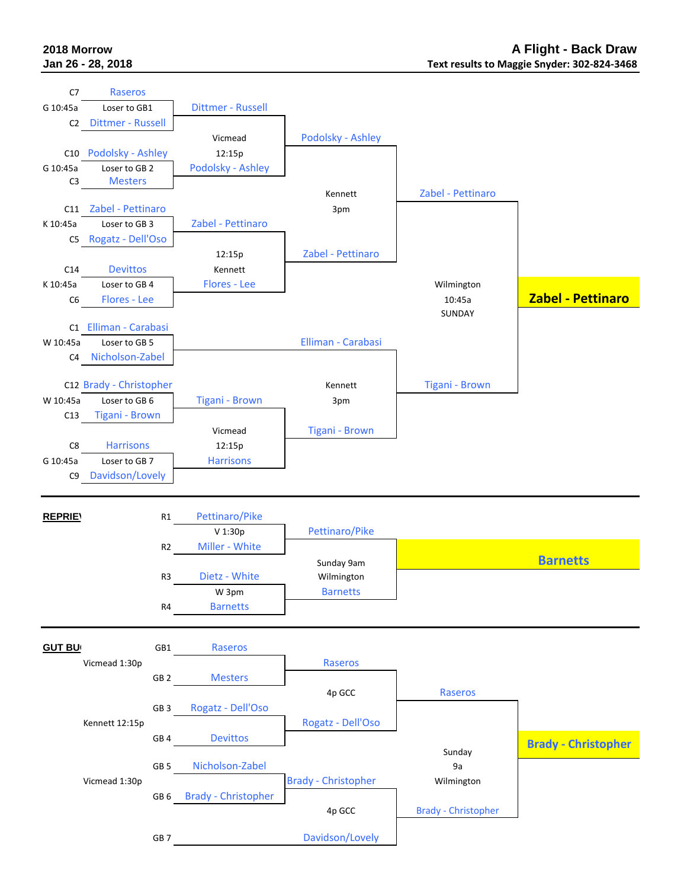**2018 Morrow**
**Jan 26 - 28, 2018**

**A Flight - Back Draw**
**Text results to Maggie Snyder: 302-824-3468**

## Back Draw

| Seed | Team | Game | Round 2 | Time/Site | Semifinal | Time/Site | Final | Time/Site | Winner |
|---|---|---|---|---|---|---|---|---|---|
| C7 | Raseros | G 10:45a Loser to GB1 | Dittmer - Russell | Vicmead 12:15p | Podolsky - Ashley | Kennett 3pm | Zabel - Pettinaro | Wilmington 10:45a SUNDAY | **Zabel - Pettinaro** |
| C2 | Dittmer - Russell | | | | | | | | |
| C10 | Podolsky - Ashley | G 10:45a Loser to GB 2 | Podolsky - Ashley | | | | | | |
| C3 | Mesters | | | | | | | | |
| C11 | Zabel - Pettinaro | K 10:45a Loser to GB 3 | Zabel - Pettinaro | 12:15p Kennett | Zabel - Pettinaro | | | | |
| C5 | Rogatz - Dell'Oso | | | | | | | | |
| C14 | Devittos | K 10:45a Loser to GB 4 | Flores - Lee | | | | | | |
| C6 | Flores - Lee | | | | | | | | |
| C1 | Elliman - Carabasi | W 10:45a Loser to GB 5 | | | Elliman - Carabasi | Kennett 3pm | Tigani - Brown | | |
| C4 | Nicholson-Zabel | | | | | | | | |
| C12 | Brady - Christopher | W 10:45a Loser to GB 6 | Tigani - Brown | Vicmead 12:15p | Tigani - Brown | | | | |
| C13 | Tigani - Brown | | | | | | | | |
| C8 | Harrisons | G 10:45a Loser to GB 7 | Harrisons | | | | | | |
| C9 | Davidson/Lovely | | | | | | | | |

## REPRIEVE

| Seed | Team | Time/Site | Semifinal | Time/Site | Winner |
|---|---|---|---|---|---|
| R1 | Pettinaro/Pike | V 1:30p | Pettinaro/Pike | Sunday 9am Wilmington | **Barnetts** |
| R2 | Miller - White | | | | |
| R3 | Dietz - White | W 3pm | Barnetts | | |
| R4 | Barnetts | | | | |

## GUT BUSTER

| Time/Site | Seed | Team | Semifinal | Time/Site | Final | Time/Site | Winner |
|---|---|---|---|---|---|---|---|
| Vicmead 1:30p | GB1 | Raseros | Raseros | 4p GCC | Raseros | Sunday 9a Wilmington | **Brady - Christopher** |
| | GB 2 | Mesters | | | | | |
| Kennett 12:15p | GB 3 | Rogatz - Dell'Oso | Rogatz - Dell'Oso | | | | |
| | GB 4 | Devittos | | | | | |
| Vicmead 1:30p | GB 5 | Nicholson-Zabel | Brady - Christopher | 4p GCC | Brady - Christopher | | |
| | GB 6 | Brady - Christopher | | | | | |
| | GB 7 | | Davidson/Lovely | | | | |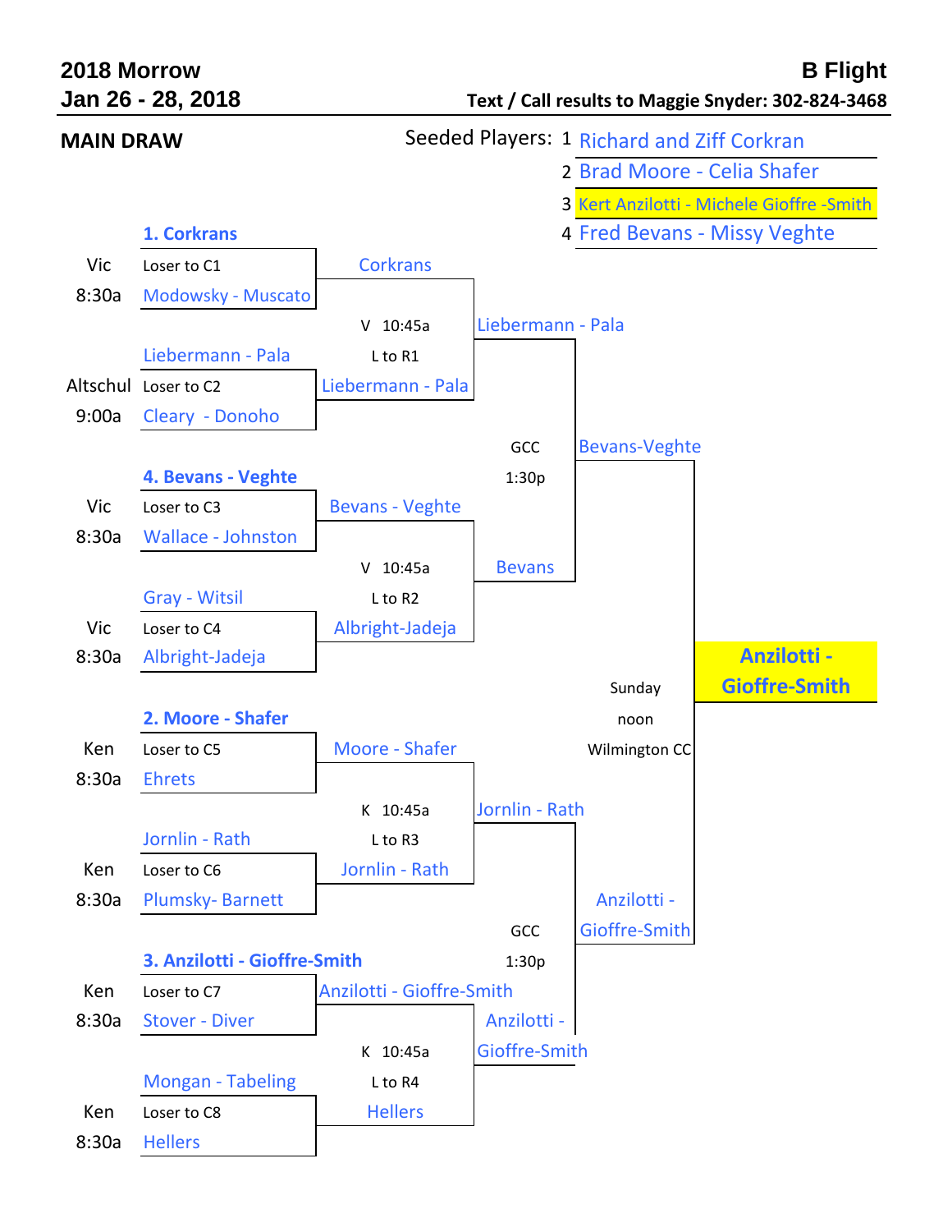**2018 Morrow**

**Jan 26 - 28, 2018**

**B Flight**

**Text / Call results to Maggie Snyder: 302-824-3468**

**MAIN DRAW**

Seeded Players:
1. Richard and Ziff Corkran
2. Brad Moore - Celia Shafer
3. Kert Anzilotti - Michele Gioffre -Smith
4. Fred Bevans - Missy Veghte

| Site / Time | First Round | Quarterfinals | Semifinals | Final | Champion |
|---|---|---|---|---|---|
| Vic 8:30a | **1. Corkrans** (Loser to C1) vs Modowsky - Muscato | Corkrans | | | |
| V 10:45a (L to R1) | | | Liebermann - Pala | | |
| Altschul 9:00a | Liebermann - Pala (Loser to C2) vs Cleary - Donoho | Liebermann - Pala | | | |
| GCC 1:30p | | | | Bevans-Veghte | |
| Vic 8:30a | **4. Bevans - Veghte** (Loser to C3) vs Wallace - Johnston | Bevans - Veghte | | | |
| V 10:45a (L to R2) | | | Bevans | | |
| Vic 8:30a | Gray - Witsil (Loser to C4) vs Albright-Jadeja | Albright-Jadeja | | | |
| Sunday noon Wilmington CC | | | | | **Anzilotti - Gioffre-Smith** |
| Ken 8:30a | **2. Moore - Shafer** (Loser to C5) vs Ehrets | Moore - Shafer | | | |
| K 10:45a (L to R3) | | | Jornlin - Rath | | |
| Ken 8:30a | Jornlin - Rath (Loser to C6) vs Plumsky- Barnett | Jornlin - Rath | | | |
| GCC 1:30p | | | | Anzilotti - Gioffre-Smith | |
| Ken 8:30a | **3. Anzilotti - Gioffre-Smith** (Loser to C7) vs Stover - Diver | Anzilotti - Gioffre-Smith | | | |
| K 10:45a (L to R4) | | | Anzilotti - Gioffre-Smith | | |
| Ken 8:30a | Mongan - Tabeling (Loser to C8) vs Hellers | Hellers | | | |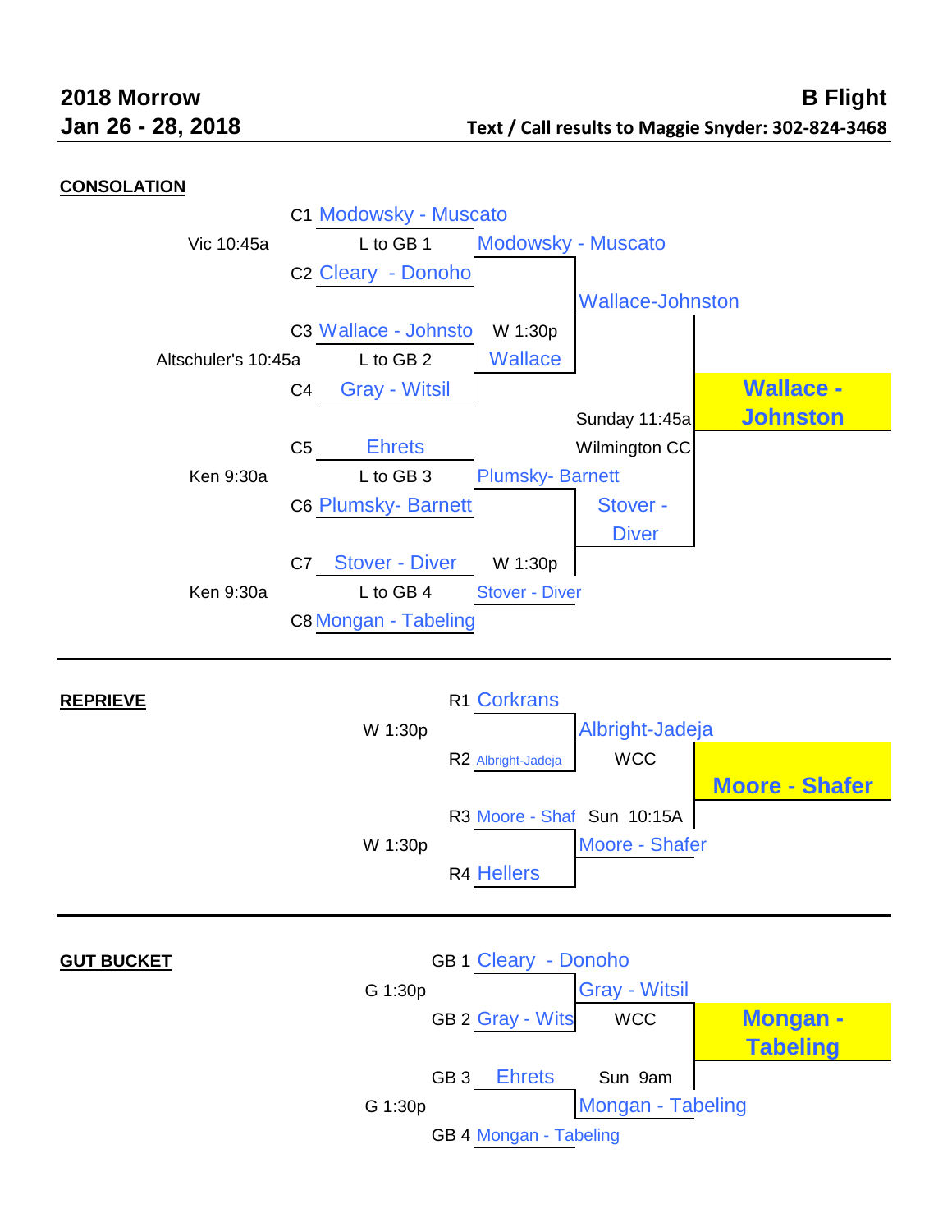**2018 Morrow**

**Jan 26 - 28, 2018**

**B Flight**

**Text / Call results to Maggie Snyder: 302-824-3468**

**CONSOLATION**

C1 Modowsky - Muscato
Vic 10:45a — L to GB 1 — Modowsky - Muscato
C2 Cleary - Donoho

Wallace-Johnston

C3 Wallace - Johnsto — W 1:30p
Altschuler's 10:45a — L to GB 2 — Wallace
C4 Gray - Witsil

**Wallace - Johnston**

Sunday 11:45a
Wilmington CC

C5 Ehrets
Ken 9:30a — L to GB 3 — Plumsky- Barnett
C6 Plumsky- Barnett

Stover - Diver

C7 Stover - Diver — W 1:30p
Ken 9:30a — L to GB 4 — Stover - Diver
C8 Mongan - Tabeling

**REPRIEVE**

R1 Corkrans
W 1:30p — Albright-Jadeja
R2 Albright-Jadeja

WCC

**Moore - Shafer**

R3 Moore - Shaf — Sun 10:15A
W 1:30p — Moore - Shafer
R4 Hellers

**GUT BUCKET**

GB 1 Cleary - Donoho
G 1:30p — Gray - Witsil
GB 2 Gray - Wits

WCC

**Mongan - Tabeling**

GB 3 Ehrets — Sun 9am
G 1:30p — Mongan - Tabeling
GB 4 Mongan - Tabeling